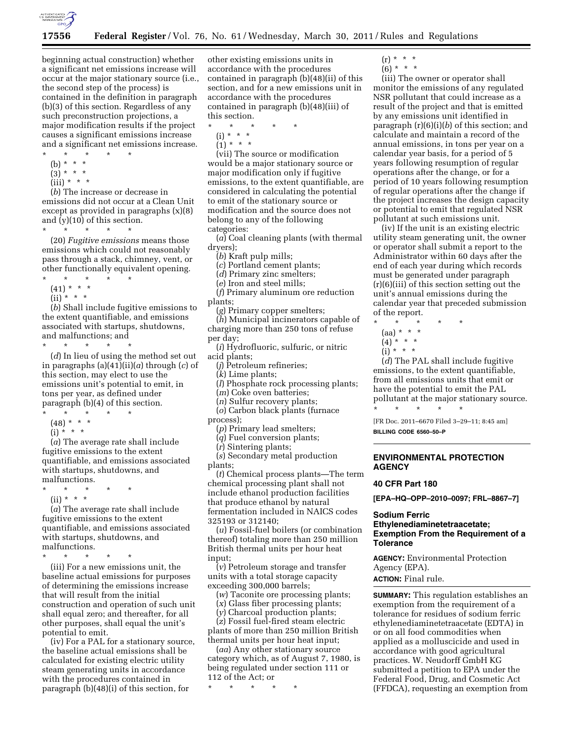beginning actual construction) whether a significant net emissions increase will occur at the major stationary source (i.e., the second step of the process) is contained in the definition in paragraph (b)(3) of this section. Regardless of any such preconstruction projections, a major modification results if the project causes a significant emissions increase and a significant net emissions increase.

\* \* \* \* \*

(b) \* \* \*

(3) \* \* \*

(iii) \* \* \*

(*b*) The increase or decrease in emissions did not occur at a Clean Unit except as provided in paragraphs (x)(8) and (y)(10) of this section.

\* \* \* \* \*

(20) *Fugitive emissions* means those emissions which could not reasonably pass through a stack, chimney, vent, or other functionally equivalent opening.

\* \* \* \* \*

(41) \* \* \*

(ii) \* \* \*

(*b*) Shall include fugitive emissions to the extent quantifiable, and emissions associated with startups, shutdowns, and malfunctions; and

\* \* \* \* \*

(*d*) In lieu of using the method set out in paragraphs (a)(41)(ii)(*a*) through (*c*) of this section, may elect to use the emissions unit's potential to emit, in tons per year, as defined under paragraph (b)(4) of this section.

\* \* \* \* \*

(48) \* \* \*

(i) \* \* \*

(*a*) The average rate shall include fugitive emissions to the extent quantifiable, and emissions associated with startups, shutdowns, and malfunctions.

\* \* \* \* \*

(ii) \* \* \*

(*a*) The average rate shall include fugitive emissions to the extent quantifiable, and emissions associated with startups, shutdowns, and malfunctions.

\* \* \* \* \*

(iii) For a new emissions unit, the baseline actual emissions for purposes of determining the emissions increase that will result from the initial construction and operation of such unit shall equal zero; and thereafter, for all other purposes, shall equal the unit's potential to emit.

(iv) For a PAL for a stationary source, the baseline actual emissions shall be calculated for existing electric utility steam generating units in accordance with the procedures contained in paragraph (b)(48)(i) of this section, for other existing emissions units in accordance with the procedures contained in paragraph (b)(48)(ii) of this section, and for a new emissions unit in accordance with the procedures contained in paragraph (b)(48)(iii) of this section.

\* \* \* \* \*

(i) \* \* \*

(1) \* \* \*

(vii) The source or modification would be a major stationary source or major modification only if fugitive emissions, to the extent quantifiable, are considered in calculating the potential to emit of the stationary source or modification and the source does not belong to any of the following categories:

(*a*) Coal cleaning plants (with thermal dryers);

(*b*) Kraft pulp mills;

(*c*) Portland cement plants;

(*d*) Primary zinc smelters;

(*e*) Iron and steel mills;

(*f*) Primary aluminum ore reduction plants;

(*g*) Primary copper smelters;

(*h*) Municipal incinerators capable of charging more than 250 tons of refuse per day;

(*i*) Hydrofluoric, sulfuric, or nitric acid plants;

(*j*) Petroleum refineries;

(*k*) Lime plants;

(*l*) Phosphate rock processing plants;

(*m*) Coke oven batteries;

(*n*) Sulfur recovery plants;

(*o*) Carbon black plants (furnace process);

(*p*) Primary lead smelters;

(*q*) Fuel conversion plants;

(*r*) Sintering plants;

(*s*) Secondary metal production plants;

(*t*) Chemical process plants—The term chemical processing plant shall not include ethanol production facilities that produce ethanol by natural fermentation included in NAICS codes 325193 or 312140;

(*u*) Fossil-fuel boilers (or combination thereof) totaling more than 250 million British thermal units per hour heat input;

(*v*) Petroleum storage and transfer units with a total storage capacity exceeding 300,000 barrels;

(*w*) Taconite ore processing plants;

(*x*) Glass fiber processing plants;

(*y*) Charcoal production plants;

(*z*) Fossil fuel-fired steam electric plants of more than 250 million British thermal units per hour heat input;

(*aa*) Any other stationary source category which, as of August 7, 1980, is being regulated under section 111 or 112 of the Act; or

\* \* \* \* \*

(r) \* \* \*

(6) \* \* \*

(iii) The owner or operator shall monitor the emissions of any regulated NSR pollutant that could increase as a result of the project and that is emitted by any emissions unit identified in paragraph (r)(6)(i)(*b*) of this section; and calculate and maintain a record of the annual emissions, in tons per year on a calendar year basis, for a period of 5 years following resumption of regular operations after the change, or for a period of 10 years following resumption of regular operations after the change if the project increases the design capacity or potential to emit that regulated NSR pollutant at such emissions unit.

(iv) If the unit is an existing electric utility steam generating unit, the owner or operator shall submit a report to the Administrator within 60 days after the end of each year during which records must be generated under paragraph (r)(6)(iii) of this section setting out the unit's annual emissions during the calendar year that preceded submission of the report.

\* \* \* \* \*

(aa) \* \* \*

(4) \* \* \*

(i) \* \* \*

(*d*) The PAL shall include fugitive emissions, to the extent quantifiable, from all emissions units that emit or have the potential to emit the PAL pollutant at the major stationary source.

\* \* \* \* \*

[FR Doc. 2011–6670 Filed 3–29–11; 8:45 am]

**BILLING CODE 6560–50–P**

---

## ENVIRONMENTAL PROTECTION AGENCY

### 40 CFR Part 180

**[EPA–HQ–OPP–2010–0097; FRL–8867–7]**

### Sodium Ferric Ethylenediaminetetraacetate; Exemption From the Requirement of a Tolerance

**AGENCY:** Environmental Protection Agency (EPA).

**ACTION:** Final rule.

**SUMMARY:** This regulation establishes an exemption from the requirement of a tolerance for residues of sodium ferric ethylenediaminetetraacetate (EDTA) in or on all food commodities when applied as a molluscicide and used in accordance with good agricultural practices. W. Neudorff GmbH KG submitted a petition to EPA under the Federal Food, Drug, and Cosmetic Act (FFDCA), requesting an exemption from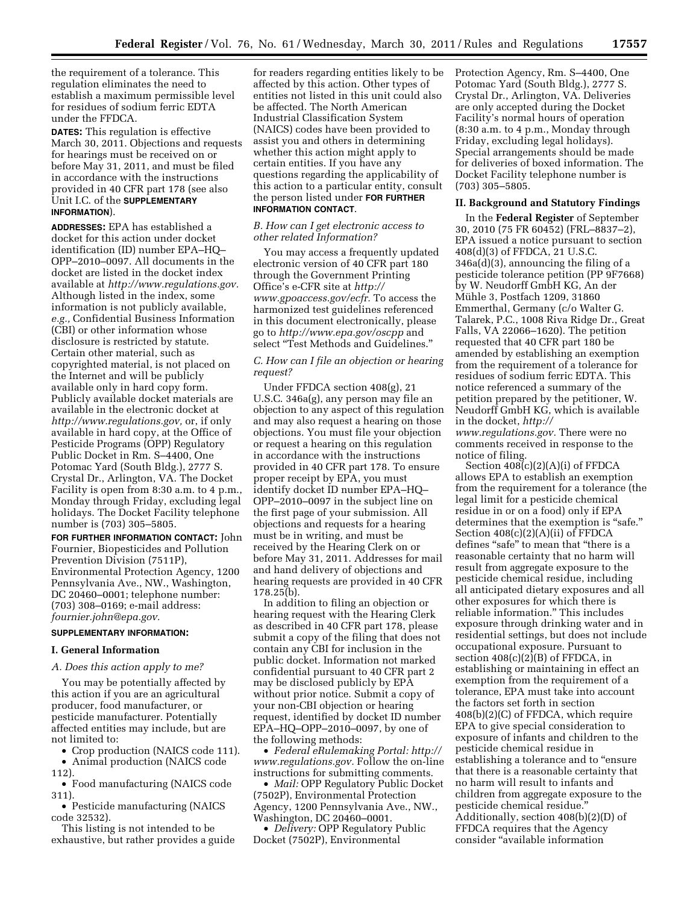the requirement of a tolerance. This regulation eliminates the need to establish a maximum permissible level for residues of sodium ferric EDTA under the FFDCA.

**DATES:** This regulation is effective March 30, 2011. Objections and requests for hearings must be received on or before May 31, 2011, and must be filed in accordance with the instructions provided in 40 CFR part 178 (see also Unit I.C. of the **SUPPLEMENTARY INFORMATION**).

**ADDRESSES:** EPA has established a docket for this action under docket identification (ID) number EPA–HQ–OPP–2010–0097. All documents in the docket are listed in the docket index available at *http://www.regulations.gov*. Although listed in the index, some information is not publicly available, *e.g.,* Confidential Business Information (CBI) or other information whose disclosure is restricted by statute. Certain other material, such as copyrighted material, is not placed on the Internet and will be publicly available only in hard copy form. Publicly available docket materials are available in the electronic docket at *http://www.regulations.gov,* or, if only available in hard copy, at the Office of Pesticide Programs (OPP) Regulatory Public Docket in Rm. S–4400, One Potomac Yard (South Bldg.), 2777 S. Crystal Dr., Arlington, VA. The Docket Facility is open from 8:30 a.m. to 4 p.m., Monday through Friday, excluding legal holidays. The Docket Facility telephone number is (703) 305–5805.

**FOR FURTHER INFORMATION CONTACT:** John Fournier, Biopesticides and Pollution Prevention Division (7511P), Environmental Protection Agency, 1200 Pennsylvania Ave., NW., Washington, DC 20460–0001; telephone number: (703) 308–0169; e-mail address: *fournier.john@epa.gov.*

**SUPPLEMENTARY INFORMATION:**

## I. General Information

### *A. Does this action apply to me?*

You may be potentially affected by this action if you are an agricultural producer, food manufacturer, or pesticide manufacturer. Potentially affected entities may include, but are not limited to:

- Crop production (NAICS code 111).
- Animal production (NAICS code 112).
- Food manufacturing (NAICS code 311).
- Pesticide manufacturing (NAICS code 32532).

This listing is not intended to be exhaustive, but rather provides a guide for readers regarding entities likely to be affected by this action. Other types of entities not listed in this unit could also be affected. The North American Industrial Classification System (NAICS) codes have been provided to assist you and others in determining whether this action might apply to certain entities. If you have any questions regarding the applicability of this action to a particular entity, consult the person listed under **FOR FURTHER INFORMATION CONTACT**.

### *B. How can I get electronic access to other related Information?*

You may access a frequently updated electronic version of 40 CFR part 180 through the Government Printing Office's e-CFR site at *http://www.gpoaccess.gov/ecfr.* To access the harmonized test guidelines referenced in this document electronically, please go to *http://www.epa.gov/oscpp* and select "Test Methods and Guidelines."

### *C. How can I file an objection or hearing request?*

Under FFDCA section 408(g), 21 U.S.C. 346a(g), any person may file an objection to any aspect of this regulation and may also request a hearing on those objections. You must file your objection or request a hearing on this regulation in accordance with the instructions provided in 40 CFR part 178. To ensure proper receipt by EPA, you must identify docket ID number EPA–HQ–OPP–2010–0097 in the subject line on the first page of your submission. All objections and requests for a hearing must be in writing, and must be received by the Hearing Clerk on or before May 31, 2011. Addresses for mail and hand delivery of objections and hearing requests are provided in 40 CFR 178.25(b).

In addition to filing an objection or hearing request with the Hearing Clerk as described in 40 CFR part 178, please submit a copy of the filing that does not contain any CBI for inclusion in the public docket. Information not marked confidential pursuant to 40 CFR part 2 may be disclosed publicly by EPA without prior notice. Submit a copy of your non-CBI objection or hearing request, identified by docket ID number EPA–HQ–OPP–2010–0097, by one of the following methods:

- *Federal eRulemaking Portal: http://www.regulations.gov.* Follow the on-line instructions for submitting comments.
- *Mail:* OPP Regulatory Public Docket (7502P), Environmental Protection Agency, 1200 Pennsylvania Ave., NW., Washington, DC 20460–0001.
- *Delivery:* OPP Regulatory Public Docket (7502P), Environmental Protection Agency, Rm. S–4400, One Potomac Yard (South Bldg.), 2777 S. Crystal Dr., Arlington, VA. Deliveries are only accepted during the Docket Facility's normal hours of operation (8:30 a.m. to 4 p.m., Monday through Friday, excluding legal holidays). Special arrangements should be made for deliveries of boxed information. The Docket Facility telephone number is (703) 305–5805.

## II. Background and Statutory Findings

In the **Federal Register** of September 30, 2010 (75 FR 60452) (FRL–8837–2), EPA issued a notice pursuant to section 408(d)(3) of FFDCA, 21 U.S.C. 346a(d)(3), announcing the filing of a pesticide tolerance petition (PP 9F7668) by W. Neudorff GmbH KG, An der Mühle 3, Postfach 1209, 31860 Emmerthal, Germany (c/o Walter G. Talarek, P.C., 1008 Riva Ridge Dr., Great Falls, VA 22066–1620). The petition requested that 40 CFR part 180 be amended by establishing an exemption from the requirement of a tolerance for residues of sodium ferric EDTA. This notice referenced a summary of the petition prepared by the petitioner, W. Neudorff GmbH KG, which is available in the docket, *http://www.regulations.gov.* There were no comments received in response to the notice of filing.

Section 408(c)(2)(A)(i) of FFDCA allows EPA to establish an exemption from the requirement for a tolerance (the legal limit for a pesticide chemical residue in or on a food) only if EPA determines that the exemption is "safe." Section 408(c)(2)(A)(ii) of FFDCA defines "safe" to mean that "there is a reasonable certainty that no harm will result from aggregate exposure to the pesticide chemical residue, including all anticipated dietary exposures and all other exposures for which there is reliable information." This includes exposure through drinking water and in residential settings, but does not include occupational exposure. Pursuant to section 408(c)(2)(B) of FFDCA, in establishing or maintaining in effect an exemption from the requirement of a tolerance, EPA must take into account the factors set forth in section 408(b)(2)(C) of FFDCA, which require EPA to give special consideration to exposure of infants and children to the pesticide chemical residue in establishing a tolerance and to "ensure that there is a reasonable certainty that no harm will result to infants and children from aggregate exposure to the pesticide chemical residue." Additionally, section 408(b)(2)(D) of FFDCA requires that the Agency consider "available information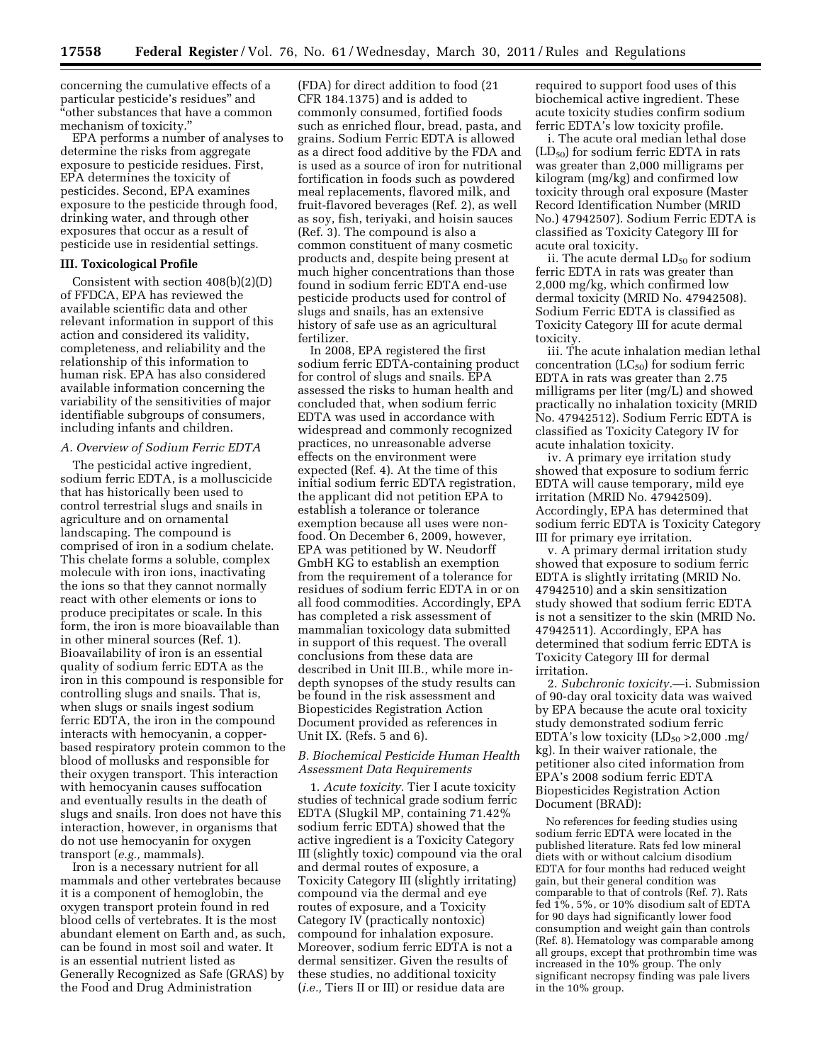concerning the cumulative effects of a particular pesticide's residues" and "other substances that have a common mechanism of toxicity."

EPA performs a number of analyses to determine the risks from aggregate exposure to pesticide residues. First, EPA determines the toxicity of pesticides. Second, EPA examines exposure to the pesticide through food, drinking water, and through other exposures that occur as a result of pesticide use in residential settings.

## III. Toxicological Profile

Consistent with section 408(b)(2)(D) of FFDCA, EPA has reviewed the available scientific data and other relevant information in support of this action and considered its validity, completeness, and reliability and the relationship of this information to human risk. EPA has also considered available information concerning the variability of the sensitivities of major identifiable subgroups of consumers, including infants and children.

### *A. Overview of Sodium Ferric EDTA*

The pesticidal active ingredient, sodium ferric EDTA, is a molluscicide that has historically been used to control terrestrial slugs and snails in agriculture and on ornamental landscaping. The compound is comprised of iron in a sodium chelate. This chelate forms a soluble, complex molecule with iron ions, inactivating the ions so that they cannot normally react with other elements or ions to produce precipitates or scale. In this form, the iron is more bioavailable than in other mineral sources (Ref. 1). Bioavailability of iron is an essential quality of sodium ferric EDTA as the iron in this compound is responsible for controlling slugs and snails. That is, when slugs or snails ingest sodium ferric EDTA, the iron in the compound interacts with hemocyanin, a copper-based respiratory protein common to the blood of mollusks and responsible for their oxygen transport. This interaction with hemocyanin causes suffocation and eventually results in the death of slugs and snails. Iron does not have this interaction, however, in organisms that do not use hemocyanin for oxygen transport (*e.g.,* mammals).

Iron is a necessary nutrient for all mammals and other vertebrates because it is a component of hemoglobin, the oxygen transport protein found in red blood cells of vertebrates. It is the most abundant element on Earth and, as such, can be found in most soil and water. It is an essential nutrient listed as Generally Recognized as Safe (GRAS) by the Food and Drug Administration (FDA) for direct addition to food (21 CFR 184.1375) and is added to commonly consumed, fortified foods such as enriched flour, bread, pasta, and grains. Sodium Ferric EDTA is allowed as a direct food additive by the FDA and is used as a source of iron for nutritional fortification in foods such as powdered meal replacements, flavored milk, and fruit-flavored beverages (Ref. 2), as well as soy, fish, teriyaki, and hoisin sauces (Ref. 3). The compound is also a common constituent of many cosmetic products and, despite being present at much higher concentrations than those found in sodium ferric EDTA end-use pesticide products used for control of slugs and snails, has an extensive history of safe use as an agricultural fertilizer.

In 2008, EPA registered the first sodium ferric EDTA-containing product for control of slugs and snails. EPA assessed the risks to human health and concluded that, when sodium ferric EDTA was used in accordance with widespread and commonly recognized practices, no unreasonable adverse effects on the environment were expected (Ref. 4). At the time of this initial sodium ferric EDTA registration, the applicant did not petition EPA to establish a tolerance or tolerance exemption because all uses were non-food. On December 6, 2009, however, EPA was petitioned by W. Neudorff GmbH KG to establish an exemption from the requirement of a tolerance for residues of sodium ferric EDTA in or on all food commodities. Accordingly, EPA has completed a risk assessment of mammalian toxicology data submitted in support of this request. The overall conclusions from these data are described in Unit III.B., while more in-depth synopses of the study results can be found in the risk assessment and Biopesticides Registration Action Document provided as references in Unit IX. (Refs. 5 and 6).

### *B. Biochemical Pesticide Human Health Assessment Data Requirements*

1. *Acute toxicity.* Tier I acute toxicity studies of technical grade sodium ferric EDTA (Slugkil MP, containing 71.42% sodium ferric EDTA) showed that the active ingredient is a Toxicity Category III (slightly toxic) compound via the oral and dermal routes of exposure, a Toxicity Category III (slightly irritating) compound via the dermal and eye routes of exposure, and a Toxicity Category IV (practically nontoxic) compound for inhalation exposure. Moreover, sodium ferric EDTA is not a dermal sensitizer. Given the results of these studies, no additional toxicity (*i.e.,* Tiers II or III) or residue data are required to support food uses of this biochemical active ingredient. These acute toxicity studies confirm sodium ferric EDTA's low toxicity profile.

i. The acute oral median lethal dose ($LD_{50}$) for sodium ferric EDTA in rats was greater than 2,000 milligrams per kilogram (mg/kg) and confirmed low toxicity through oral exposure (Master Record Identification Number (MRID No.) 47942507). Sodium Ferric EDTA is classified as Toxicity Category III for acute oral toxicity.

ii. The acute dermal $LD_{50}$ for sodium ferric EDTA in rats was greater than 2,000 mg/kg, which confirmed low dermal toxicity (MRID No. 47942508). Sodium Ferric EDTA is classified as Toxicity Category III for acute dermal toxicity.

iii. The acute inhalation median lethal concentration ($LC_{50}$) for sodium ferric EDTA in rats was greater than 2.75 milligrams per liter (mg/L) and showed practically no inhalation toxicity (MRID No. 47942512). Sodium Ferric EDTA is classified as Toxicity Category IV for acute inhalation toxicity.

iv. A primary eye irritation study showed that exposure to sodium ferric EDTA will cause temporary, mild eye irritation (MRID No. 47942509). Accordingly, EPA has determined that sodium ferric EDTA is Toxicity Category III for primary eye irritation.

v. A primary dermal irritation study showed that exposure to sodium ferric EDTA is slightly irritating (MRID No. 47942510) and a skin sensitization study showed that sodium ferric EDTA is not a sensitizer to the skin (MRID No. 47942511). Accordingly, EPA has determined that sodium ferric EDTA is Toxicity Category III for dermal irritation.

2. *Subchronic toxicity.*—i. Submission of 90-day oral toxicity data was waived by EPA because the acute oral toxicity study demonstrated sodium ferric EDTA's low toxicity ($LD_{50}$ >2,000 .mg/kg). In their waiver rationale, the petitioner also cited information from EPA's 2008 sodium ferric EDTA Biopesticides Registration Action Document (BRAD):

> No references for feeding studies using sodium ferric EDTA were located in the published literature. Rats fed low mineral diets with or without calcium disodium EDTA for four months had reduced weight gain, but their general condition was comparable to that of controls (Ref. 7). Rats fed 1%, 5%, or 10% disodium salt of EDTA for 90 days had significantly lower food consumption and weight gain than controls (Ref. 8). Hematology was comparable among all groups, except that prothrombin time was increased in the 10% group. The only significant necropsy finding was pale livers in the 10% group.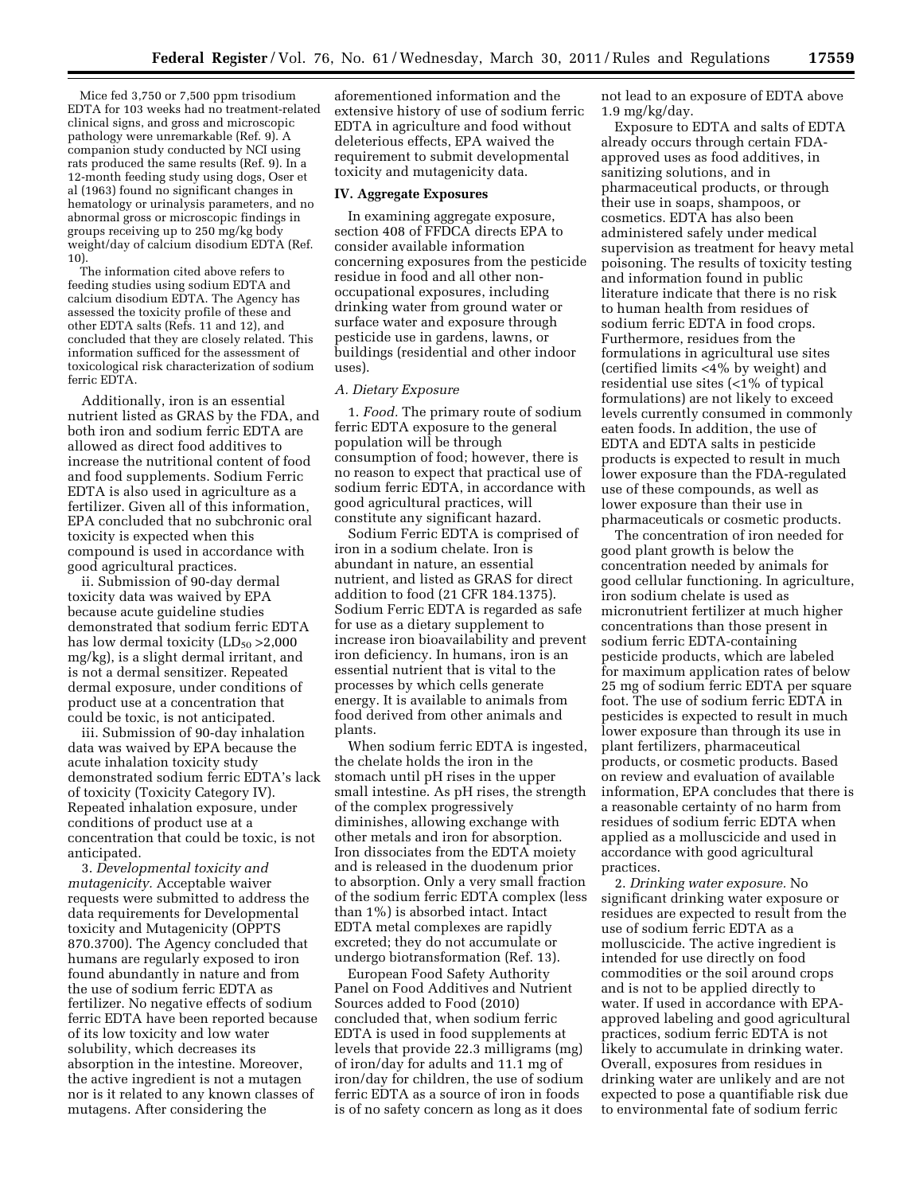Mice fed 3,750 or 7,500 ppm trisodium EDTA for 103 weeks had no treatment-related clinical signs, and gross and microscopic pathology were unremarkable (Ref. 9). A companion study conducted by NCI using rats produced the same results (Ref. 9). In a 12-month feeding study using dogs, Oser et al (1963) found no significant changes in hematology or urinalysis parameters, and no abnormal gross or microscopic findings in groups receiving up to 250 mg/kg body weight/day of calcium disodium EDTA (Ref. 10).

The information cited above refers to feeding studies using sodium EDTA and calcium disodium EDTA. The Agency has assessed the toxicity profile of these and other EDTA salts (Refs. 11 and 12), and concluded that they are closely related. This information sufficed for the assessment of toxicological risk characterization of sodium ferric EDTA.

Additionally, iron is an essential nutrient listed as GRAS by the FDA, and both iron and sodium ferric EDTA are allowed as direct food additives to increase the nutritional content of food and food supplements. Sodium Ferric EDTA is also used in agriculture as a fertilizer. Given all of this information, EPA concluded that no subchronic oral toxicity is expected when this compound is used in accordance with good agricultural practices.

ii. Submission of 90-day dermal toxicity data was waived by EPA because acute guideline studies demonstrated that sodium ferric EDTA has low dermal toxicity ($LD_{50}$ >2,000 mg/kg), is a slight dermal irritant, and is not a dermal sensitizer. Repeated dermal exposure, under conditions of product use at a concentration that could be toxic, is not anticipated.

iii. Submission of 90-day inhalation data was waived by EPA because the acute inhalation toxicity study demonstrated sodium ferric EDTA's lack of toxicity (Toxicity Category IV). Repeated inhalation exposure, under conditions of product use at a concentration that could be toxic, is not anticipated.

3. *Developmental toxicity and mutagenicity.* Acceptable waiver requests were submitted to address the data requirements for Developmental toxicity and Mutagenicity (OPPTS 870.3700). The Agency concluded that humans are regularly exposed to iron found abundantly in nature and from the use of sodium ferric EDTA as fertilizer. No negative effects of sodium ferric EDTA have been reported because of its low toxicity and low water solubility, which decreases its absorption in the intestine. Moreover, the active ingredient is not a mutagen nor is it related to any known classes of mutagens. After considering the aforementioned information and the extensive history of use of sodium ferric EDTA in agriculture and food without deleterious effects, EPA waived the requirement to submit developmental toxicity and mutagenicity data.

## IV. Aggregate Exposures

In examining aggregate exposure, section 408 of FFDCA directs EPA to consider available information concerning exposures from the pesticide residue in food and all other non-occupational exposures, including drinking water from ground water or surface water and exposure through pesticide use in gardens, lawns, or buildings (residential and other indoor uses).

### A. Dietary Exposure

1. *Food.* The primary route of sodium ferric EDTA exposure to the general population will be through consumption of food; however, there is no reason to expect that practical use of sodium ferric EDTA, in accordance with good agricultural practices, will constitute any significant hazard.

Sodium Ferric EDTA is comprised of iron in a sodium chelate. Iron is abundant in nature, an essential nutrient, and listed as GRAS for direct addition to food (21 CFR 184.1375). Sodium Ferric EDTA is regarded as safe for use as a dietary supplement to increase iron bioavailability and prevent iron deficiency. In humans, iron is an essential nutrient that is vital to the processes by which cells generate energy. It is available to animals from food derived from other animals and plants.

When sodium ferric EDTA is ingested, the chelate holds the iron in the stomach until pH rises in the upper small intestine. As pH rises, the strength of the complex progressively diminishes, allowing exchange with other metals and iron for absorption. Iron dissociates from the EDTA moiety and is released in the duodenum prior to absorption. Only a very small fraction of the sodium ferric EDTA complex (less than 1%) is absorbed intact. Intact EDTA metal complexes are rapidly excreted; they do not accumulate or undergo biotransformation (Ref. 13).

European Food Safety Authority Panel on Food Additives and Nutrient Sources added to Food (2010) concluded that, when sodium ferric EDTA is used in food supplements at levels that provide 22.3 milligrams (mg) of iron/day for adults and 11.1 mg of iron/day for children, the use of sodium ferric EDTA as a source of iron in foods is of no safety concern as long as it does not lead to an exposure of EDTA above 1.9 mg/kg/day.

Exposure to EDTA and salts of EDTA already occurs through certain FDA-approved uses as food additives, in sanitizing solutions, and in pharmaceutical products, or through their use in soaps, shampoos, or cosmetics. EDTA has also been administered safely under medical supervision as treatment for heavy metal poisoning. The results of toxicity testing and information found in public literature indicate that there is no risk to human health from residues of sodium ferric EDTA in food crops. Furthermore, residues from the formulations in agricultural use sites (certified limits <4% by weight) and residential use sites (<1% of typical formulations) are not likely to exceed levels currently consumed in commonly eaten foods. In addition, the use of EDTA and EDTA salts in pesticide products is expected to result in much lower exposure than the FDA-regulated use of these compounds, as well as lower exposure than their use in pharmaceuticals or cosmetic products.

The concentration of iron needed for good plant growth is below the concentration needed by animals for good cellular functioning. In agriculture, iron sodium chelate is used as micronutrient fertilizer at much higher concentrations than those present in sodium ferric EDTA-containing pesticide products, which are labeled for maximum application rates of below 25 mg of sodium ferric EDTA per square foot. The use of sodium ferric EDTA in pesticides is expected to result in much lower exposure than through its use in plant fertilizers, pharmaceutical products, or cosmetic products. Based on review and evaluation of available information, EPA concludes that there is a reasonable certainty of no harm from residues of sodium ferric EDTA when applied as a molluscicide and used in accordance with good agricultural practices.

2. *Drinking water exposure.* No significant drinking water exposure or residues are expected to result from the use of sodium ferric EDTA as a molluscicide. The active ingredient is intended for use directly on food commodities or the soil around crops and is not to be applied directly to water. If used in accordance with EPA-approved labeling and good agricultural practices, sodium ferric EDTA is not likely to accumulate in drinking water. Overall, exposures from residues in drinking water are unlikely and are not expected to pose a quantifiable risk due to environmental fate of sodium ferric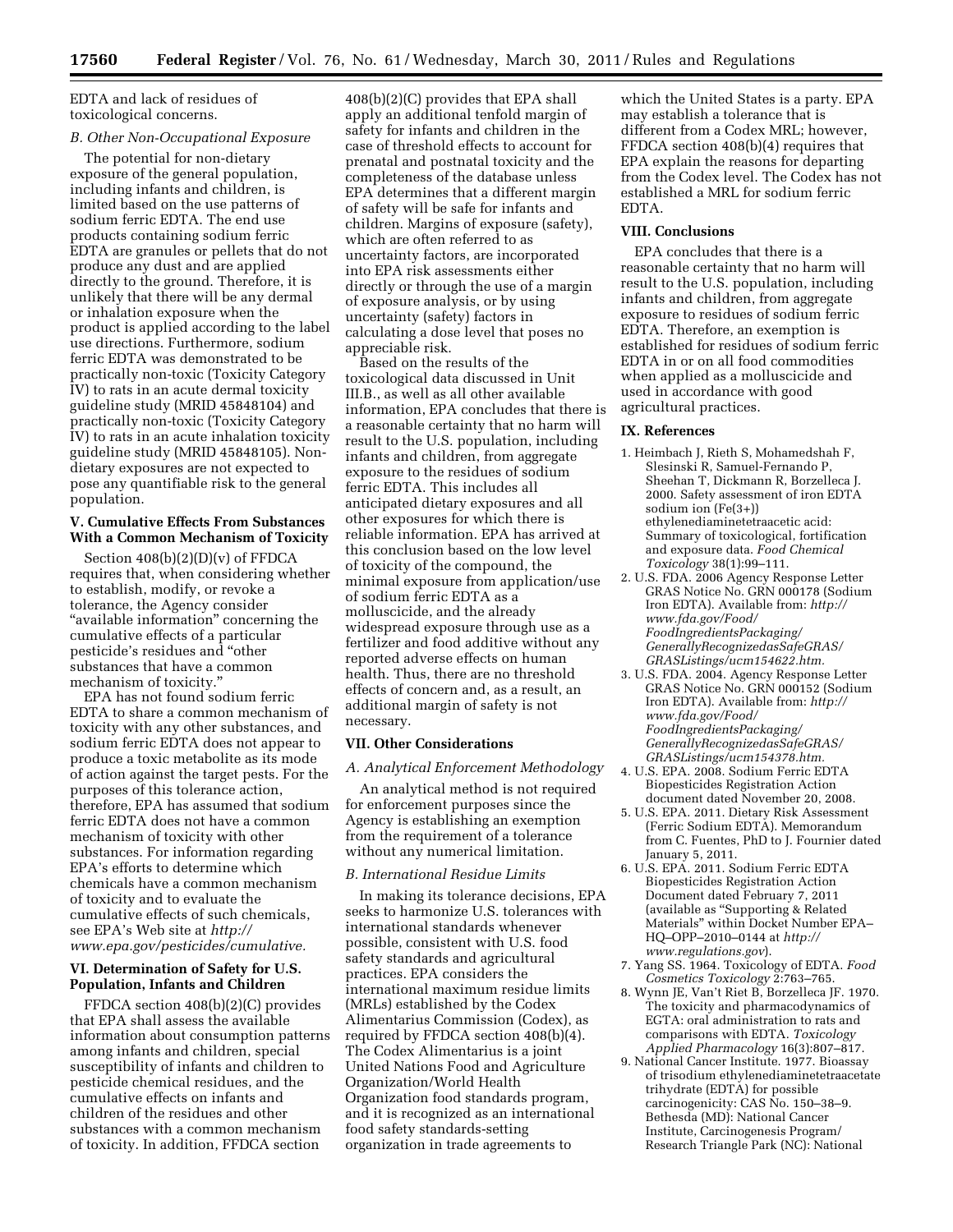EDTA and lack of residues of toxicological concerns.

### B. Other Non-Occupational Exposure

The potential for non-dietary exposure of the general population, including infants and children, is limited based on the use patterns of sodium ferric EDTA. The end use products containing sodium ferric EDTA are granules or pellets that do not produce any dust and are applied directly to the ground. Therefore, it is unlikely that there will be any dermal or inhalation exposure when the product is applied according to the label use directions. Furthermore, sodium ferric EDTA was demonstrated to be practically non-toxic (Toxicity Category IV) to rats in an acute dermal toxicity guideline study (MRID 45848104) and practically non-toxic (Toxicity Category IV) to rats in an acute inhalation toxicity guideline study (MRID 45848105). Non-dietary exposures are not expected to pose any quantifiable risk to the general population.

## V. Cumulative Effects From Substances With a Common Mechanism of Toxicity

Section 408(b)(2)(D)(v) of FFDCA requires that, when considering whether to establish, modify, or revoke a tolerance, the Agency consider "available information" concerning the cumulative effects of a particular pesticide's residues and "other substances that have a common mechanism of toxicity."

EPA has not found sodium ferric EDTA to share a common mechanism of toxicity with any other substances, and sodium ferric EDTA does not appear to produce a toxic metabolite as its mode of action against the target pests. For the purposes of this tolerance action, therefore, EPA has assumed that sodium ferric EDTA does not have a common mechanism of toxicity with other substances. For information regarding EPA's efforts to determine which chemicals have a common mechanism of toxicity and to evaluate the cumulative effects of such chemicals, see EPA's Web site at *http://www.epa.gov/pesticides/cumulative.*

## VI. Determination of Safety for U.S. Population, Infants and Children

FFDCA section 408(b)(2)(C) provides that EPA shall assess the available information about consumption patterns among infants and children, special susceptibility of infants and children to pesticide chemical residues, and the cumulative effects on infants and children of the residues and other substances with a common mechanism of toxicity. In addition, FFDCA section 408(b)(2)(C) provides that EPA shall apply an additional tenfold margin of safety for infants and children in the case of threshold effects to account for prenatal and postnatal toxicity and the completeness of the database unless EPA determines that a different margin of safety will be safe for infants and children. Margins of exposure (safety), which are often referred to as uncertainty factors, are incorporated into EPA risk assessments either directly or through the use of a margin of exposure analysis, or by using uncertainty (safety) factors in calculating a dose level that poses no appreciable risk.

Based on the results of the toxicological data discussed in Unit III.B., as well as all other available information, EPA concludes that there is a reasonable certainty that no harm will result to the U.S. population, including infants and children, from aggregate exposure to the residues of sodium ferric EDTA. This includes all anticipated dietary exposures and all other exposures for which there is reliable information. EPA has arrived at this conclusion based on the low level of toxicity of the compound, the minimal exposure from application/use of sodium ferric EDTA as a molluscicide, and the already widespread exposure through use as a fertilizer and food additive without any reported adverse effects on human health. Thus, there are no threshold effects of concern and, as a result, an additional margin of safety is not necessary.

## VII. Other Considerations

### A. Analytical Enforcement Methodology

An analytical method is not required for enforcement purposes since the Agency is establishing an exemption from the requirement of a tolerance without any numerical limitation.

### B. International Residue Limits

In making its tolerance decisions, EPA seeks to harmonize U.S. tolerances with international standards whenever possible, consistent with U.S. food safety standards and agricultural practices. EPA considers the international maximum residue limits (MRLs) established by the Codex Alimentarius Commission (Codex), as required by FFDCA section 408(b)(4). The Codex Alimentarius is a joint United Nations Food and Agriculture Organization/World Health Organization food standards program, and it is recognized as an international food safety standards-setting organization in trade agreements to which the United States is a party. EPA may establish a tolerance that is different from a Codex MRL; however, FFDCA section 408(b)(4) requires that EPA explain the reasons for departing from the Codex level. The Codex has not established a MRL for sodium ferric EDTA.

## VIII. Conclusions

EPA concludes that there is a reasonable certainty that no harm will result to the U.S. population, including infants and children, from aggregate exposure to residues of sodium ferric EDTA. Therefore, an exemption is established for residues of sodium ferric EDTA in or on all food commodities when applied as a molluscicide and used in accordance with good agricultural practices.

## IX. References

1. Heimbach J, Rieth S, Mohamedshah F, Slesinski R, Samuel-Fernando P, Sheehan T, Dickmann R, Borzelleca J. 2000. Safety assessment of iron EDTA sodium ion (Fe(3+)) ethylenediaminetetraacetic acid: Summary of toxicological, fortification and exposure data. *Food Chemical Toxicology* 38(1):99–111.
2. U.S. FDA. 2006 Agency Response Letter GRAS Notice No. GRN 000178 (Sodium Iron EDTA). Available from: *http://www.fda.gov/Food/FoodIngredientsPackaging/GenerallyRecognizedasSafeGRAS/GRASListings/ucm154622.htm.*
3. U.S. FDA. 2004. Agency Response Letter GRAS Notice No. GRN 000152 (Sodium Iron EDTA). Available from: *http://www.fda.gov/Food/FoodIngredientsPackaging/GenerallyRecognizedasSafeGRAS/GRASListings/ucm154378.htm.*
4. U.S. EPA. 2008. Sodium Ferric EDTA Biopesticides Registration Action document dated November 20, 2008.
5. U.S. EPA. 2011. Dietary Risk Assessment (Ferric Sodium EDTA). Memorandum from C. Fuentes, PhD to J. Fournier dated January 5, 2011.
6. U.S. EPA. 2011. Sodium Ferric EDTA Biopesticides Registration Action Document dated February 7, 2011 (available as "Supporting & Related Materials" within Docket Number EPA–HQ–OPP–2010–0144 at *http://www.regulations.gov*).
7. Yang SS. 1964. Toxicology of EDTA. *Food Cosmetics Toxicology* 2:763–765.
8. Wynn JE, Van't Riet B, Borzelleca JF. 1970. The toxicity and pharmacodynamics of EGTA: oral administration to rats and comparisons with EDTA. *Toxicology Applied Pharmacology* 16(3):807–817.
9. National Cancer Institute. 1977. Bioassay of trisodium ethylenediaminetetraacetate trihydrate (EDTA) for possible carcinogenicity: CAS No. 150–38–9. Bethesda (MD): National Cancer Institute, Carcinogenesis Program/Research Triangle Park (NC): National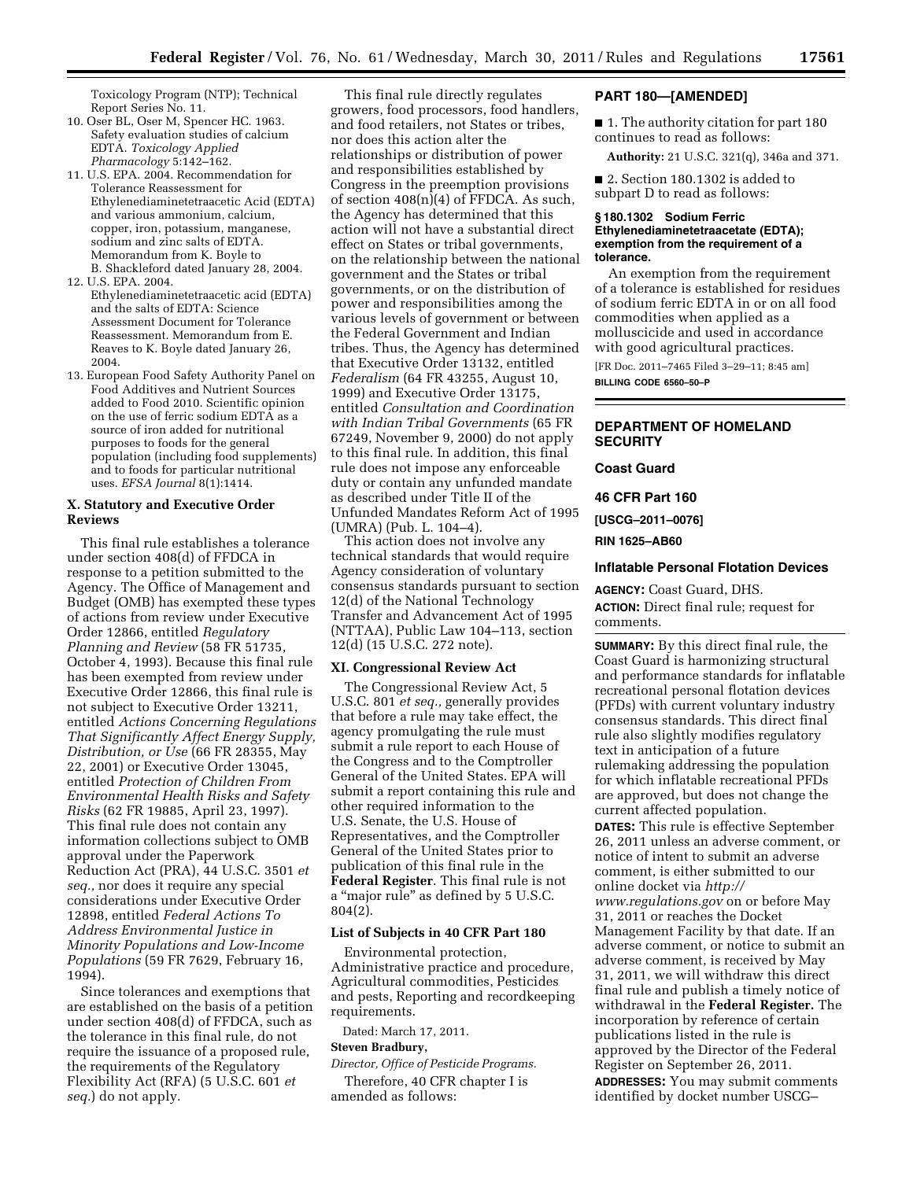Toxicology Program (NTP); Technical Report Series No. 11.

10. Oser BL, Oser M, Spencer HC. 1963. Safety evaluation studies of calcium EDTA. *Toxicology Applied Pharmacology* 5:142–162.
11. U.S. EPA. 2004. Recommendation for Tolerance Reassessment for Ethylenediaminetetraacetic Acid (EDTA) and various ammonium, calcium, copper, iron, potassium, manganese, sodium and zinc salts of EDTA. Memorandum from K. Boyle to B. Shackleford dated January 28, 2004.
12. U.S. EPA. 2004. Ethylenediaminetetraacetic acid (EDTA) and the salts of EDTA: Science Assessment Document for Tolerance Reassessment. Memorandum from E. Reaves to K. Boyle dated January 26, 2004.
13. European Food Safety Authority Panel on Food Additives and Nutrient Sources added to Food 2010. Scientific opinion on the use of ferric sodium EDTA as a source of iron added for nutritional purposes to foods for the general population (including food supplements) and to foods for particular nutritional uses. *EFSA Journal* 8(1):1414.

## X. Statutory and Executive Order Reviews

This final rule establishes a tolerance under section 408(d) of FFDCA in response to a petition submitted to the Agency. The Office of Management and Budget (OMB) has exempted these types of actions from review under Executive Order 12866, entitled *Regulatory Planning and Review* (58 FR 51735, October 4, 1993). Because this final rule has been exempted from review under Executive Order 12866, this final rule is not subject to Executive Order 13211, entitled *Actions Concerning Regulations That Significantly Affect Energy Supply, Distribution, or Use* (66 FR 28355, May 22, 2001) or Executive Order 13045, entitled *Protection of Children From Environmental Health Risks and Safety Risks* (62 FR 19885, April 23, 1997). This final rule does not contain any information collections subject to OMB approval under the Paperwork Reduction Act (PRA), 44 U.S.C. 3501 *et seq.,* nor does it require any special considerations under Executive Order 12898, entitled *Federal Actions To Address Environmental Justice in Minority Populations and Low-Income Populations* (59 FR 7629, February 16, 1994).

Since tolerances and exemptions that are established on the basis of a petition under section 408(d) of FFDCA, such as the tolerance in this final rule, do not require the issuance of a proposed rule, the requirements of the Regulatory Flexibility Act (RFA) (5 U.S.C. 601 *et seq.*) do not apply.

This final rule directly regulates growers, food processors, food handlers, and food retailers, not States or tribes, nor does this action alter the relationships or distribution of power and responsibilities established by Congress in the preemption provisions of section 408(n)(4) of FFDCA. As such, the Agency has determined that this action will not have a substantial direct effect on States or tribal governments, on the relationship between the national government and the States or tribal governments, or on the distribution of power and responsibilities among the various levels of government or between the Federal Government and Indian tribes. Thus, the Agency has determined that Executive Order 13132, entitled *Federalism* (64 FR 43255, August 10, 1999) and Executive Order 13175, entitled *Consultation and Coordination with Indian Tribal Governments* (65 FR 67249, November 9, 2000) do not apply to this final rule. In addition, this final rule does not impose any enforceable duty or contain any unfunded mandate as described under Title II of the Unfunded Mandates Reform Act of 1995 (UMRA) (Pub. L. 104–4).

This action does not involve any technical standards that would require Agency consideration of voluntary consensus standards pursuant to section 12(d) of the National Technology Transfer and Advancement Act of 1995 (NTTAA), Public Law 104–113, section 12(d) (15 U.S.C. 272 note).

## XI. Congressional Review Act

The Congressional Review Act, 5 U.S.C. 801 *et seq.,* generally provides that before a rule may take effect, the agency promulgating the rule must submit a rule report to each House of the Congress and to the Comptroller General of the United States. EPA will submit a report containing this rule and other required information to the U.S. Senate, the U.S. House of Representatives, and the Comptroller General of the United States prior to publication of this final rule in the **Federal Register**. This final rule is not a "major rule" as defined by 5 U.S.C. 804(2).

### List of Subjects in 40 CFR Part 180

Environmental protection, Administrative practice and procedure, Agricultural commodities, Pesticides and pests, Reporting and recordkeeping requirements.

Dated: March 17, 2011.

**Steven Bradbury,**

*Director, Office of Pesticide Programs.*

Therefore, 40 CFR chapter I is amended as follows:

## PART 180—[AMENDED]

■ 1. The authority citation for part 180 continues to read as follows:

**Authority:** 21 U.S.C. 321(q), 346a and 371.

■ 2. Section 180.1302 is added to subpart D to read as follows:

### § 180.1302 Sodium Ferric Ethylenediaminetetraacetate (EDTA); exemption from the requirement of a tolerance.

An exemption from the requirement of a tolerance is established for residues of sodium ferric EDTA in or on all food commodities when applied as a molluscicide and used in accordance with good agricultural practices.

[FR Doc. 2011–7465 Filed 3–29–11; 8:45 am]

**BILLING CODE 6560–50–P**

---

## DEPARTMENT OF HOMELAND SECURITY

### Coast Guard

### 46 CFR Part 160

**[USCG–2011–0076]**

**RIN 1625–AB60**

### Inflatable Personal Flotation Devices

**AGENCY:** Coast Guard, DHS.

**ACTION:** Direct final rule; request for comments.

**SUMMARY:** By this direct final rule, the Coast Guard is harmonizing structural and performance standards for inflatable recreational personal flotation devices (PFDs) with current voluntary industry consensus standards. This direct final rule also slightly modifies regulatory text in anticipation of a future rulemaking addressing the population for which inflatable recreational PFDs are approved, but does not change the current affected population.

**DATES:** This rule is effective September 26, 2011 unless an adverse comment, or notice of intent to submit an adverse comment, is either submitted to our online docket via *http://www.regulations.gov* on or before May 31, 2011 or reaches the Docket Management Facility by that date. If an adverse comment, or notice to submit an adverse comment, is received by May 31, 2011, we will withdraw this direct final rule and publish a timely notice of withdrawal in the **Federal Register.** The incorporation by reference of certain publications listed in the rule is approved by the Director of the Federal Register on September 26, 2011.

**ADDRESSES:** You may submit comments identified by docket number USCG–